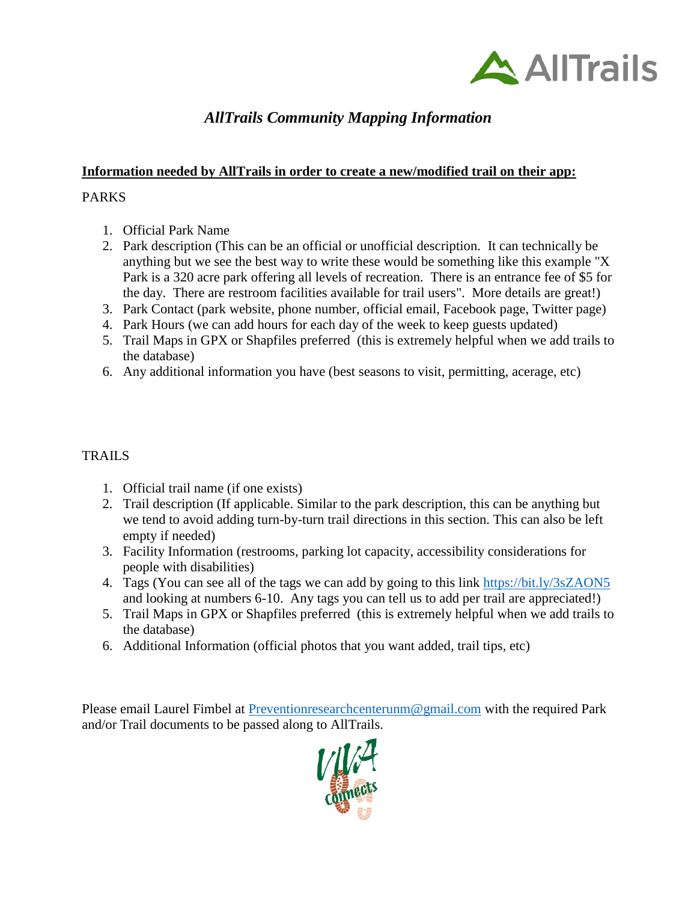# *AllTrails Community Mapping Information*

**Information needed by AllTrails in order to create a new/modified trail on their app:**

PARKS

1. Official Park Name
2. Park description (This can be an official or unofficial description. It can technically be anything but we see the best way to write these would be something like this example "X Park is a 320 acre park offering all levels of recreation. There is an entrance fee of $5 for the day. There are restroom facilities available for trail users". More details are great!)
3. Park Contact (park website, phone number, official email, Facebook page, Twitter page)
4. Park Hours (we can add hours for each day of the week to keep guests updated)
5. Trail Maps in GPX or Shapfiles preferred (this is extremely helpful when we add trails to the database)
6. Any additional information you have (best seasons to visit, permitting, acerage, etc)

TRAILS

1. Official trail name (if one exists)
2. Trail description (If applicable. Similar to the park description, this can be anything but we tend to avoid adding turn-by-turn trail directions in this section. This can also be left empty if needed)
3. Facility Information (restrooms, parking lot capacity, accessibility considerations for people with disabilities)
4. Tags (You can see all of the tags we can add by going to this link https://bit.ly/3sZAON5 and looking at numbers 6-10. Any tags you can tell us to add per trail are appreciated!)
5. Trail Maps in GPX or Shapfiles preferred (this is extremely helpful when we add trails to the database)
6. Additional Information (official photos that you want added, trail tips, etc)

Please email Laurel Fimbel at Preventionresearchcenterunm@gmail.com with the required Park and/or Trail documents to be passed along to AllTrails.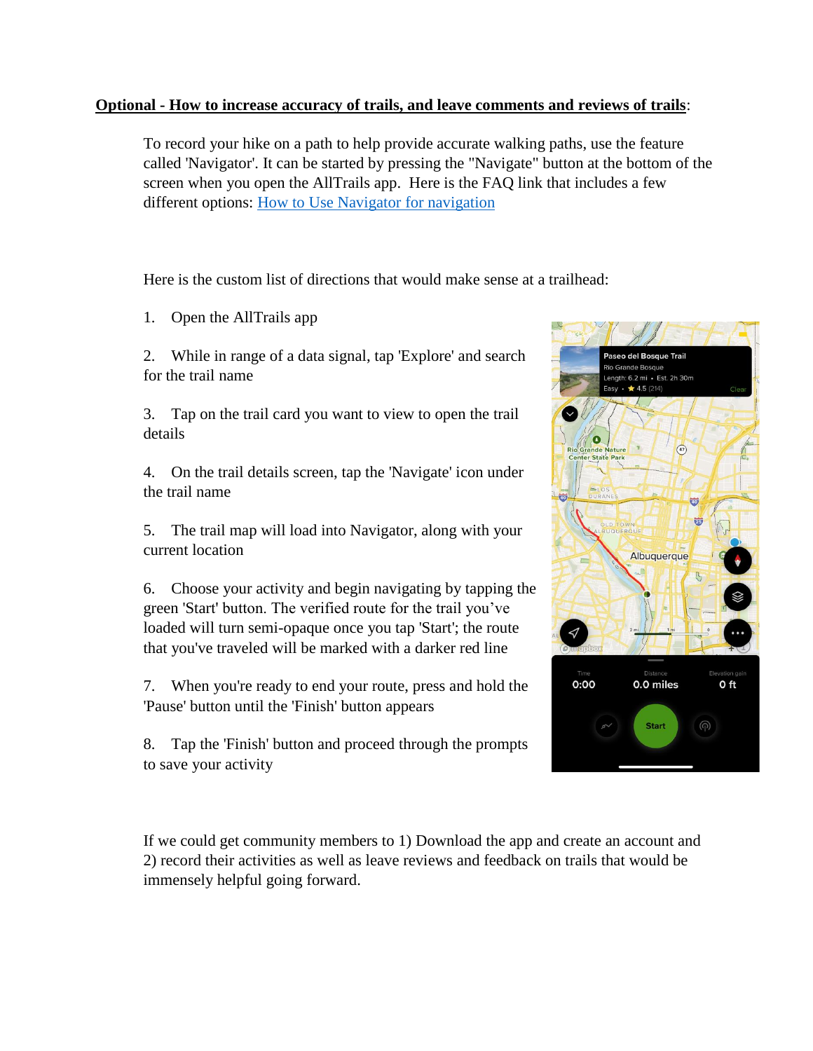**Optional - How to increase accuracy of trails, and leave comments and reviews of trails**:

To record your hike on a path to help provide accurate walking paths, use the feature called 'Navigator'. It can be started by pressing the "Navigate" button at the bottom of the screen when you open the AllTrails app. Here is the FAQ link that includes a few different options: [How to Use Navigator for navigation]()

Here is the custom list of directions that would make sense at a trailhead:

1. Open the AllTrails app

2. While in range of a data signal, tap 'Explore' and search for the trail name

3. Tap on the trail card you want to view to open the trail details

4. On the trail details screen, tap the 'Navigate' icon under the trail name

5. The trail map will load into Navigator, along with your current location

6. Choose your activity and begin navigating by tapping the green 'Start' button. The verified route for the trail you've loaded will turn semi-opaque once you tap 'Start'; the route that you've traveled will be marked with a darker red line

7. When you're ready to end your route, press and hold the 'Pause' button until the 'Finish' button appears

8. Tap the 'Finish' button and proceed through the prompts to save your activity

If we could get community members to 1) Download the app and create an account and 2) record their activities as well as leave reviews and feedback on trails that would be immensely helpful going forward.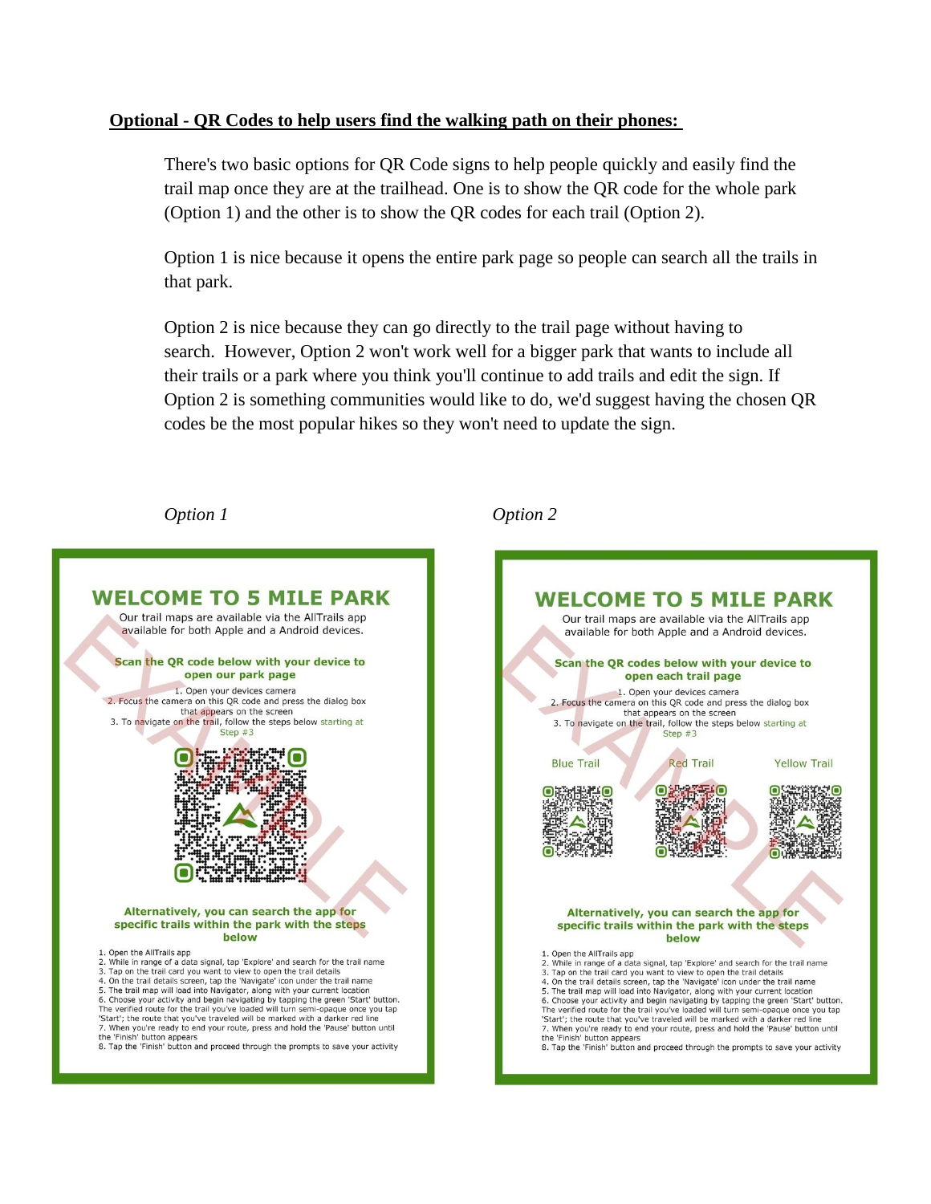**Optional - QR Codes to help users find the walking path on their phones:**

There's two basic options for QR Code signs to help people quickly and easily find the trail map once they are at the trailhead. One is to show the QR code for the whole park (Option 1) and the other is to show the QR codes for each trail (Option 2).

Option 1 is nice because it opens the entire park page so people can search all the trails in that park.

Option 2 is nice because they can go directly to the trail page without having to search. However, Option 2 won't work well for a bigger park that wants to include all their trails or a park where you think you'll continue to add trails and edit the sign. If Option 2 is something communities would like to do, we'd suggest having the chosen QR codes be the most popular hikes so they won't need to update the sign.

*Option 1*

## WELCOME TO 5 MILE PARK

Our trail maps are available via the AllTrails app available for both Apple and a Android devices.

**Scan the QR code below with your device to open our park page**

1. Open your devices camera
2. Focus the camera on this QR code and press the dialog box that appears on the screen
3. To navigate on the trail, follow the steps below starting at Step #3

**Alternatively, you can search the app for specific trails within the park with the steps below**

1. Open the AllTrails app
2. While in range of a data signal, tap 'Explore' and search for the trail name
3. Tap on the trail card you want to view to open the trail details
4. On the trail details screen, tap the 'Navigate' icon under the trail name
5. The trail map will load into Navigator, along with your current location
6. Choose your activity and begin navigating by tapping the green 'Start' button. The verified route for the trail you've loaded will turn semi-opaque once you tap 'Start'; the route that you've traveled will be marked with a darker red line
7. When you're ready to end your route, press and hold the 'Pause' button until the 'Finish' button appears
8. Tap the 'Finish' button and proceed through the prompts to save your activity

EXAMPLE

*Option 2*

## WELCOME TO 5 MILE PARK

Our trail maps are available via the AllTrails app available for both Apple and a Android devices.

**Scan the QR codes below with your device to open each trail page**

1. Open your devices camera
2. Focus the camera on this QR code and press the dialog box that appears on the screen
3. To navigate on the trail, follow the steps below starting at Step #3

Blue Trail    Red Trail    Yellow Trail

**Alternatively, you can search the app for specific trails within the park with the steps below**

1. Open the AllTrails app
2. While in range of a data signal, tap 'Explore' and search for the trail name
3. Tap on the trail card you want to view to open the trail details
4. On the trail details screen, tap the 'Navigate' icon under the trail name
5. The trail map will load into Navigator, along with your current location
6. Choose your activity and begin navigating by tapping the green 'Start' button. The verified route for the trail you've loaded will turn semi-opaque once you tap 'Start'; the route that you've traveled will be marked with a darker red line
7. When you're ready to end your route, press and hold the 'Pause' button until the 'Finish' button appears
8. Tap the 'Finish' button and proceed through the prompts to save your activity

EXAMPLE